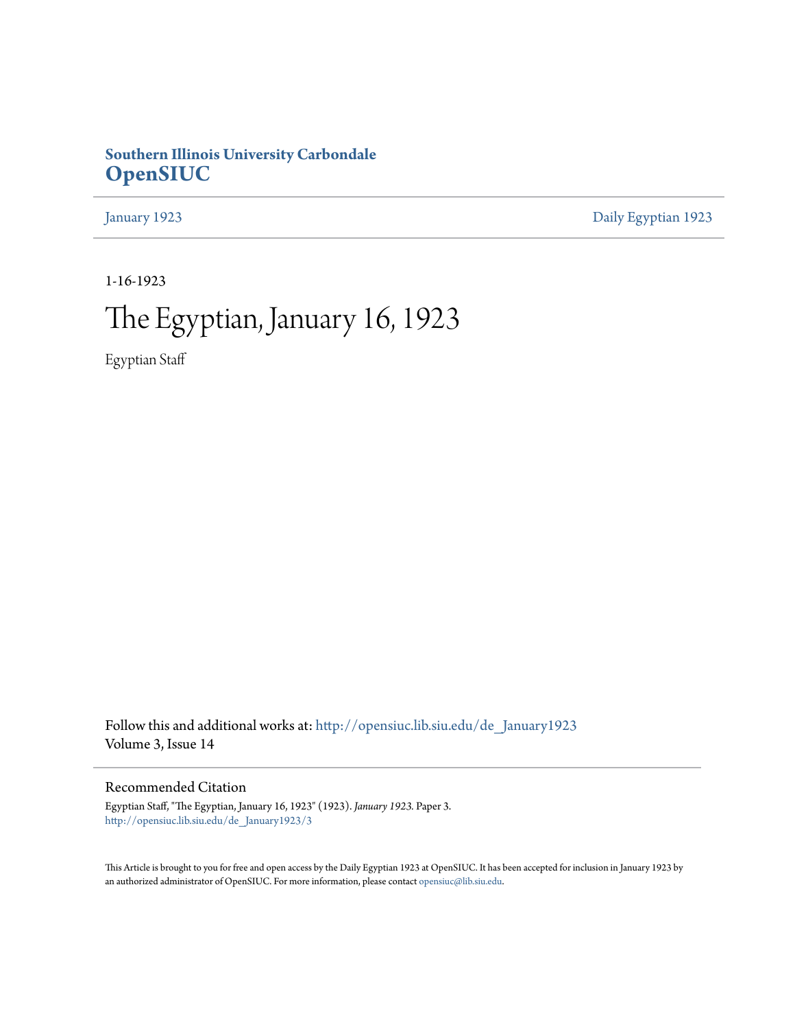**Southern Illinois University Carbondale**
**OpenSIUC**

January 1923 | Daily Egyptian 1923

1-16-1923

# The Egyptian, January 16, 1923

Egyptian Staff

Follow this and additional works at: http://opensiuc.lib.siu.edu/de_January1923
Volume 3, Issue 14

## Recommended Citation

Egyptian Staff, "The Egyptian, January 16, 1923" (1923). *January 1923.* Paper 3.
http://opensiuc.lib.siu.edu/de_January1923/3

This Article is brought to you for free and open access by the Daily Egyptian 1923 at OpenSIUC. It has been accepted for inclusion in January 1923 by an authorized administrator of OpenSIUC. For more information, please contact opensiuc@lib.siu.edu.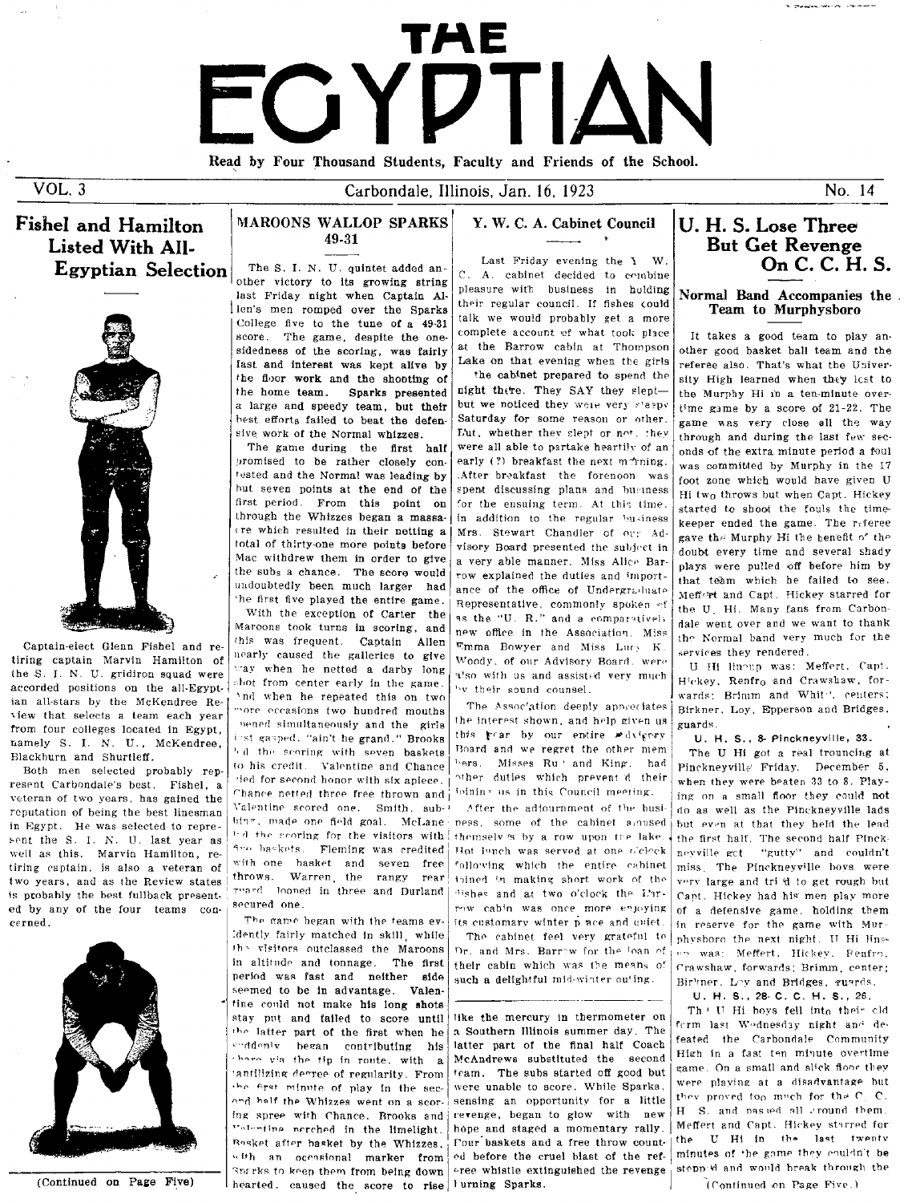# THE EGYPTIAN

Read by Four Thousand Students, Faculty and Friends of the School.

VOL. 3 — Carbondale, Illinois, Jan. 16, 1923 — No. 14

## Fishel and Hamilton Listed With All-Egyptian Selection

Captain-elect Glenn Fishel and retiring captain Marvin Hamilton of the S. I. N. U. gridiron squad were accorded positions on the all-Egyptian all-stars by the McKendree Review that selects a team each year from four colleges located in Egypt, namely S. I. N. U., McKendree, Blackburn and Shurtleff.

Both men selected probably represent Carbondale's best. Fishel, a veteran of two years, has gained the reputation of being the best linesman in Egypt. He was selected to represent the S. I. N. U. last year as well as this. Marvin Hamilton, retiring captain, is also a veteran of two years, and as the Review states is probably the best fullback presented by any of the four teams concerned.

(Continued on Page Five)

## MAROONS WALLOP SPARKS 49-31

The S. I. N. U. quintet added another victory to its growing string last Friday night when Captain Allen's men romped over the Sparks College five to the tune of a 49-31 score. The game, despite the one-sidedness of the scoring, was fairly fast and interest was kept alive by the floor work and the shooting of the home team. Sparks presented a large and speedy team, but their best efforts failed to beat the defensive work of the Normal whizzes.

The game during the first half promised to be rather closely contested and the Normal was leading by but seven points at the end of the first period. From this point on through the Whizzes began a massacre which resulted in their netting a total of thirty-one more points before Mac withdrew them in order to give the subs a chance. The score would undoubtedly been much larger had the first five played the entire game.

With the exception of Carter the Maroons took turns in scoring, and this was frequent. Captain Allen nearly caused the galleries to give way when he netted a darby long shot from center early in the game. And when he repeated this on two more occasions two hundred mouths opened simultaneously and the girls first gasped, "ain't he grand." Brooks led the scoring with seven baskets to his credit. Valentine and Chance tied for second honor with six apiece. Chance netted three free thrown and Valentine scored one. Smith, subbing, made one field goal. McLane led the scoring for the visitors with two baskets. Fleming was credited with one basket and seven free throws. Warren, the rangy rear guard looped in three and Durland secured one.

The game began with the teams evidently fairly matched in skill, while the visitors outclassed the Maroons in altitude and tonnage. The first period was fast and neither side seemed to be in advantage. Valentine could not make his long shots stay put and failed to score until the latter part of the first when he suddenly began contributing his share via the tip in route, with a tantilizing degree of regularity. From the first minute of play in the second half the Whizzes went on a scoring spree with Chance, Brooks and Valentine perched in the limelight. Basket after basket by the Whizzes, with an occasional marker from Sparks to keep them from being down hearted, caused the score to rise like the mercury in thermometer on a Southern Illinois summer day. The latter part of the final half Coach McAndrews substituted the second team. The subs started off good but were unable to score. While Sparks, sensing an opportunity for a little revenge, began to glow with new hope and staged a momentary rally. Four baskets and a free throw counted before the cruel blast of the referee whistle extinguished the revenge burning Sparks.

## Y. W. C. A. Cabinet Council

Last Friday evening the Y. W. C. A. cabinet decided to combine pleasure with business in holding their regular council. If fishes could talk we would probably get a more complete account of what took place at the Barrow cabin at Thompson Lake on that evening when the girls the cabinet prepared to spend the night there. They SAY they slept—but we noticed they were very sleepy Saturday for some reason or other. But, whether they slept or not, they were all able to partake heartily of an early (?) breakfast the next morning. After breakfast the forenoon was spent discussing plans and business for the ensuing term. At this time, in addition to the regular business Mrs. Stewart Chandler of our Advisory Board presented the subject in a very able manner. Miss Alice Barrow explained the duties and importance of the office of Undergraduate Representative, commonly spoken of as the "U. R." and a comparatively new office in the Association. Miss Emma Bowyer and Miss Lucy K. Woody, of our Advisory Board, were also with us and assisted very much by their sound counsel.

The Association deeply appreciates the interest shown, and help given us this year by our entire Advisory Board and we regret the other members, Misses Ru and King, had other duties which prevented their joining us in this Council meeting.

After the adjournment of the business, some of the cabinet amused themselves by a row upon the lake. Hot lunch was served at one o'clock following which the entire cabinet joined in making short work of the dishes and at two o'clock the Barrow cabin was once more enjoying its customary winter peace and quiet.

The cabinet feel very grateful to Dr. and Mrs. Barrow for the loan of their cabin which was the means of such a delightful mid-winter outing.

## U. H. S. Lose Three But Get Revenge On C. C. H. S.

### Normal Band Accompanies the Team to Murphysboro

It takes a good team to play another good basket ball team and the referee also. That's what the University High learned when they lost to the Murphy Hi in a ten-minute overtime game by a score of 21-22. The game was very close all the way through and during the last few seconds of the extra minute period a foul was committed by Murphy in the 17 foot zone which would have given U Hi two throws but when Capt. Hickey started to shoot the fouls the timekeeper ended the game. The referee gave the Murphy Hi the benefit of the doubt every time and several shady plays were pulled off before him by that team which he failed to see. Meffert and Capt. Hickey starred for the U. Hi. Many fans from Carbondale went over and we want to thank the Normal band very much for the services they rendered.

U Hi lineup was: Meffert, Capt. Hickey, Renfro and Crawshaw, forwards; Brimm and Whitt, centers; Birkner, Loy, Epperson and Bridges, guards.

**U. H. S., 8- Pinckneyville, 33.**

The U Hi got a real trouncing at Pinckneyville Friday. December 5, when they were beaten 33 to 8. Playing on a small floor they could not do as well as the Pinckneyville lads but even at that they held the lead the first half. The second half Pinckneyville got "gutty" and couldn't miss. The Pinckneyville boys were very large and tried to get rough but Capt. Hickey had his men play more of a defensive game, holding them in reserve for the game with Murphysboro the next night. U Hi lineup was: Meffert, Hickey, Renfro, Crawshaw, forwards; Brimm, center; Birkner, Loy and Bridges, guards.

**U. H. S., 28- C. C. H. S., 26.**

The U Hi boys fell into their old form last Wednesday night and defeated the Carbondale Community High in a fast ten minute overtime game. On a small and slick floor they were playing at a disadvantage but they proved too much for the C. C. H. S. and passed all around them. Meffert and Capt. Hickey starred for the U Hi in the last twenty minutes of the game they couldn't be stopped and would break through the

(Continued on Page Five.)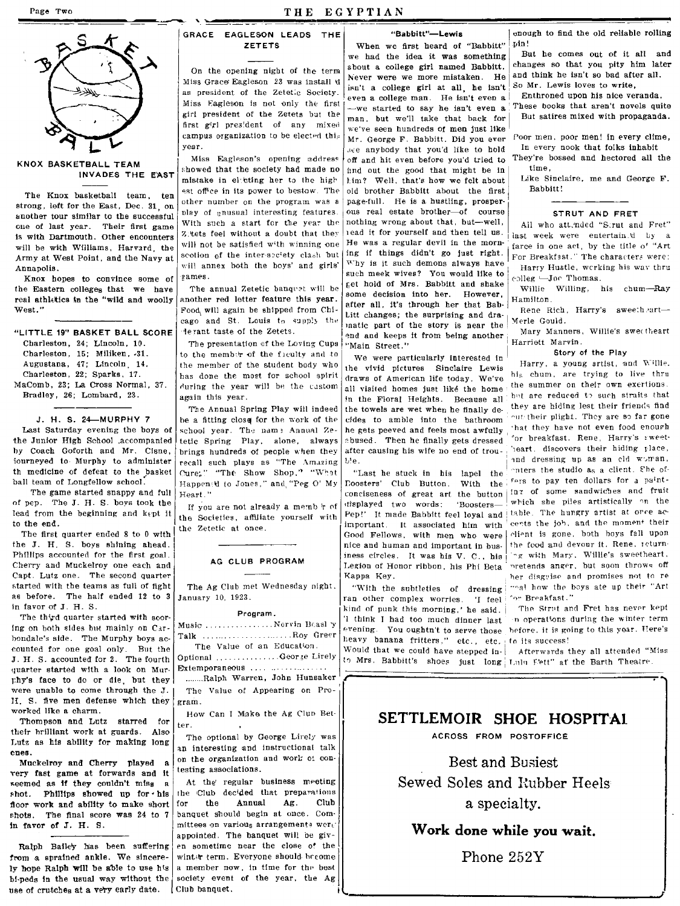## KNOX BASKETBALL TEAM INVADES THE EAST

The Knox basketball team, ten strong, left for the East, Dec. 31, on another tour similar to the successful one of last year. Their first game is with Dartmouth. Other encounters will be with Williams, Harvard, the Army at West Point, and the Navy at Annapolis.

Knox hopes to convince some of the Eastern colleges that we have real athletics in the "wild and woolly West."

## "LITTLE 19" BASKET BALL SCORE

Charleston, 24; Lincoln, 10.
Charleston, 15; Miliken, 31.
Augustana, 47; Lincoln, 14.
Charleston, 22; Sparks, 17.
MaComb, 23; La Cross Normal, 37.
Bradley, 26; Lombard, 23.

## J. H. S. 24—MURPHY 7

Last Saturday evening the boys of the Junior High School accompanied by Coach Goforth and Mr. Cisne, journeyed to Murphy to administer th medicine of defeat to the basket ball team of Longfellow school.

The game started snappy and full of pep. The J. H. S. boys took the lead from the beginning and kept it to the end.

The first quarter ended 8 to 0 with the J. H. S. boys shining ahead. Phillips accounted for the first goal. Cherry and Muckelroy one each and Capt. Lutz one. The second quarter started with the teams as full of fight as before. The half ended 12 to 3 in favor of J. H. S.

The third quarter started with scoring on both sides but mainly on Carbondale's side. The Murphy boys accounted for one goal only. But the J. H. S. accounted for 2. The fourth quarter started with a look on Murphy's face to do or die, but they were unable to come through the J. H. S. five men defense which they worked like a charm.

Thompson and Lutz starred for their brilliant work at guards. Also Lutz as his ability for making long ones.

Muckelroy and Cherry played a very fast game at forwards and it seemed as if they couldn't miss a shot. Phillips showed up for his floor work and ability to make short shots. The final score was 24 to 7 in favor of J. H. S.

---

Ralph Bailey has been suffering from a sprained ankle. We sincerely hope Ralph will be able to use his bi-peds in the usual way without the use of crutches at a very early date.

## GRACE EAGLESON LEADS THE ZETETS

On the opening night of the term Miss Grace Eagleson '23 was installed as president of the Zetetic Society. Miss Eagleson is not only the first girl president of the Zetets but the first girl president of any mixed campus organization to be elected this year.

Miss Eagleson's opening address showed that the society had made no mistake in electing her to the highest office in its power to bestow. The other number on the program was a play of unusual interesting features. With such a start for the year the Zetets feel without a doubt that they will not be satisfied with winning one section of the inter-society clash but will annex both the boys' and girls' games.

The annual Zetetic banquet will be another red letter feature this year. Food will again be shipped from Chicago and St. Louis to supply the elegant taste of the Zetets.

The presentation of the Loving Cups to the member of the faculty and to the member of the student body who has done the most for school spirit during the year will be the custom again this year.

The Annual Spring Play will indeed be a fitting close for the work of the school year. The name Annual Zetetic Spring Play, alone, always brings hundreds of people when they recall such plays as "The Amazing Cure," "The Show Shop," "What Happened to Jones," and "Peg O' My Heart."

If you are not already a member of the Societies, affiliate yourself with the Zetetic at once.

## AG CLUB PROGRAM

The Ag Club met Wednesday night, January 10, 1923.

**Program.**

Music ................ Norvin Beasley
Talk ......................... Roy Greer
The Value of an Education.
Optional .............. George Lirely
Extemporaneous ......................
........Ralph Warren, John Hunsaker
The Value of Appearing on Program.
How Can I Make the Ag Club Better.

The optional by George Lirely was an interesting and instructional talk on the organization and work of contesting associations.

At the regular business meeting the Club decided that preparations for the Annual Ag. Club banquet should begin at once. Committees on various arrangements were appointed. The banquet will be given sometime near the close of the winter term. Everyone should become a member now, in time for the best society event of the year, the Ag Club banquet.

## "Babbitt"—Lewis

When we first heard of "Babbitt" we had the idea it was something about a college girl named Babbitt. Never were we more mistaken. He isn't a college girl at all, he isn't even a college man. He isn't even a —we started to say he isn't even a man, but we'll take that back for we've seen hundreds of men just like Mr. George F. Babbitt. Did you ever see anybody that you'd like to hold off and hit even before you'd tried to find out the good that might be in him? Well, that's how we felt about old brother Babbitt about the first page-full. He is a hustling, prosperous real estate brother—of course nothing wrong about that, but—well, read it for yourself and then tell us. He was a regular devil in the morning if things didn't go just right. Why is it such demons always have such meek wives? You would like to get hold of Mrs. Babbitt and shake some decision into her. However, after all, it's through her that Babbitt changes; the surprising and dramatic part of the story is near the end and keeps it from being another "Main Street."

We were particularly interested in the vivid pictures Sinclaire Lewis draws of American life today. We've all visited homes just like the home in the Floral Heights. Because all the towels are wet when he finally decides to amble into the bathroom he gets peeved and feels most awfully abused. Then he finally gets dressed after causing his wife no end of trouble.

"Last he stuck in his lapel the Boosters' Club Button. With the conciseness of great art the button displayed two words: 'Boosters—Pep!' It made Babbitt feel loyal and important. It associated him with Good Fellows, with men who were nice and human and important in business circles. It was his V. C., his Legion of Honor ribbon, his Phi Beta Kappa Key.

"With the subtleties of dressing ran other complex worries. 'I feel kind of punk this morning,' he said. 'I think I had too much dinner last evening. You oughtn't to serve those heavy banana fritters,'" etc., etc. Would that we could have stepped into Mrs. Babbitt's shoes just long enough to find the old reliable rolling pin!

But he comes out of it all and changes so that you pity him later and think he isn't so bad after all. So Mr. Lewis loves to write,

Enthroned upon his nice veranda,
These books that aren't novels quite
But satires mixed with propaganda.

Poor men, poor men! in every clime,
In every nook that folks inhabit
They're bossed and hectored all the time,
Like Sinclaire, me and George F. Babbitt!

## STRUT AND FRET

All who attended "Strut and Fret" last week were entertained by a farce in one act, by the title of "Art For Breakfast." The characters were:

Harry Hustle, working his way thru colleg—Joe Thomas.
Willie Willing, his chum—Ray Hamilton.
Rene Rich, Harry's sweetheart—Merle Gould.
Mary Manners, Willie's sweetheart Harriett Marvin.

**Story of the Play**

Harry, a young artist, and Willie, his chum, are trying to live thru the summer on their own exertions, but are reduced to such straits that they are hiding lest their friends find out their plight. They are so far gone that they have not even food enough for breakfast. Rene, Harry's sweetheart, discovers their hiding place, and dressing up as an old woman, enters the studio as a client. She offers to pay ten dollars for a painting of some sandwiches and fruit which she piles artistically on the table. The hungry artist at once accepts the job, and the moment their client is gone, both boys fall upon the food and devour it. Rene, returning with Mary, Willie's sweetheart, pretends anger, but soon throws off her disguise and promises not to reveal how the boys ate up their "Art for Breakfast."

The Strut and Fret has never kept in operations during the winter term before, it is going to this year. Here's to its success!

Afterwards they all attended "Miss Lulu Bett" at the Barth Theatre.

---

**SETTLEMOIR SHOE HOSPITAL**

ACROSS FROM POSTOFFICE

Best and Busiest

Sewed Soles and Rubber Heels a specialty.

**Work done while you wait.**

Phone 252Y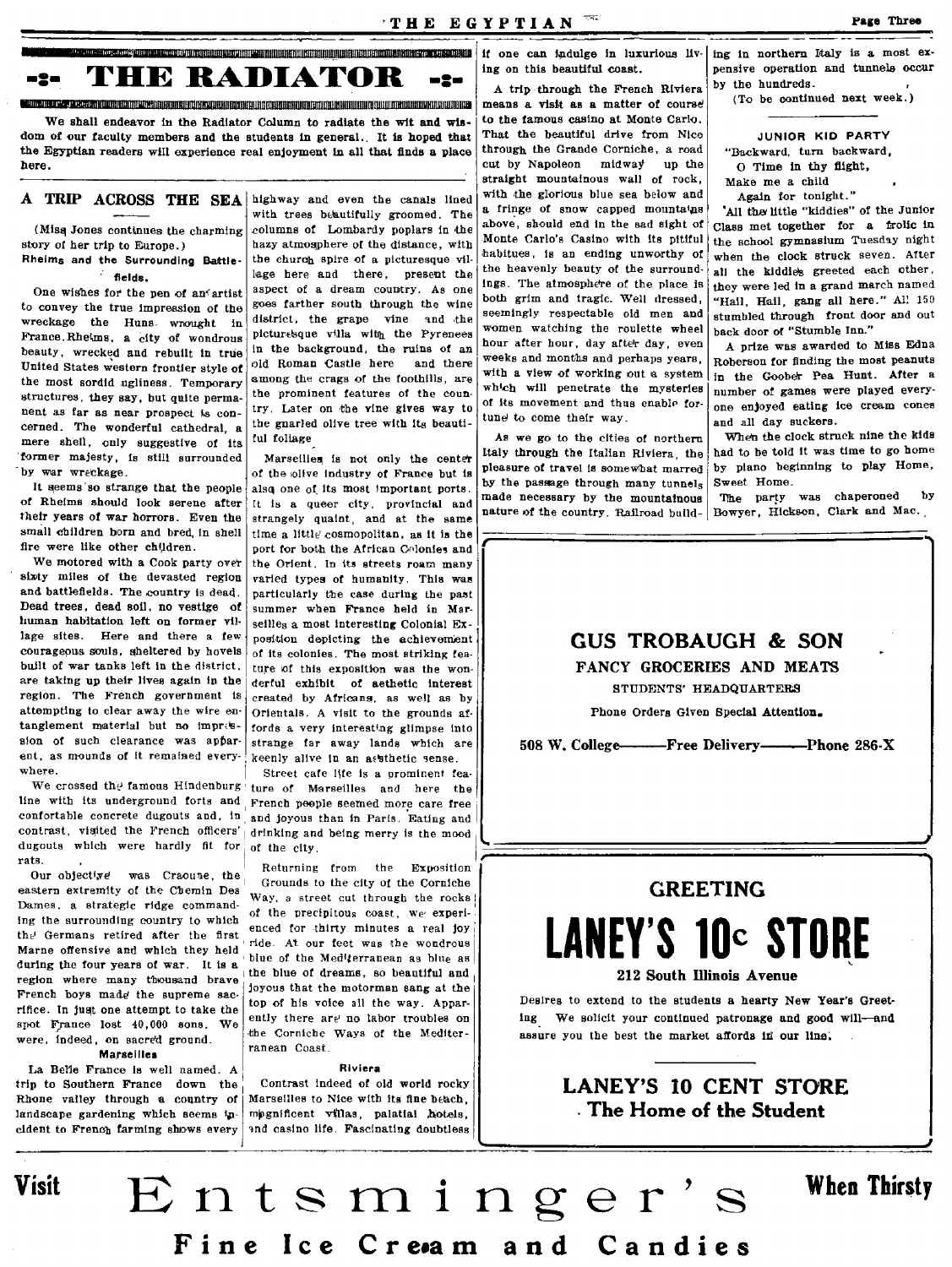# THE RADIATOR

**We shall endeavor in the Radiator Column to radiate the wit and wisdom of our faculty members and the students in general. It is hoped that the Egyptian readers will experience real enjoyment in all that finds a place here.**

## A TRIP ACROSS THE SEA

(Miss Jones continues the charming story of her trip to Europe.)

**Rheims and the Surrounding Battlefields.**

One wishes for the pen of an artist to convey the true impression of the wreckage the Huns wrought in France. Rheims, a city of wondrous beauty, wrecked and rebuilt in true United States western frontier style of the most sordid ugliness. Temporary structures, they say, but quite permanent as far as near prospect is concerned. The wonderful cathedral, a mere shell, only suggestive of its former majesty, is still surrounded by war wreckage.

It seems so strange that the people of Rheims should look serene after their years of war horrors. Even the small children born and bred in shell fire were like other children.

We motored with a Cook party over sixty miles of the devasted region and battlefields. The country is dead. Dead trees, dead soil, no vestige of human habitation left on former village sites. Here and there a few courageous souls, sheltered by hovels built of war tanks left in the district, are taking up their lives again in the region. The French government is attempting to clear away the wire entanglement material but no impression of such clearance was apparent, as mounds of it remained everywhere.

We crossed the famous Hindenburg line with its underground forts and confortable concrete dugouts and, in contrast, visited the French officers' dugouts which were hardly fit for rats.

Our objective was Craoune, the eastern extremity of the Chemin Des Dames, a strategic ridge commanding the surrounding country to which the Germans retired after the first Marne offensive and which they held during the four years of war. It is a region where many thousand brave French boys made the supreme sacrifice. In just one attempt to take the spot France lost 40,000 sons. We were, indeed, on sacred ground.

**Marseilles**

La Belle France is well named. A trip to Southern France down the Rhone valley through a country of landscape gardening which seems incident to French farming shows every highway and even the canals lined with trees beautifully groomed. The columns of Lombardy poplars in the hazy atmosphere of the distance, with the church spire of a picturesque village here and there, present the aspect of a dream country. As one goes farther south through the wine district, the grape vine and the picturesque villa with the Pyrenees in the background, the ruins of an old Roman Castle here and there among the crags of the foothills, are the prominent features of the country. Later on the vine gives way to the gnarled olive tree with its beautiful foliage.

Marseilles is not only the center of the olive industry of France but is also one of its most important ports. It is a queer city, provincial and strangely quaint, and at the same time a little cosmopolitan, as it is the port for both the African Colonies and the Orient. In its streets roam many varied types of humanity. This was particularly the case during the past summer when France held in Marseilles a most interesting Colonial Exposition depicting the achievement of its colonies. The most striking feature of this exposition was the wonderful exhibit of aethetic interest created by Africans, as well as by Orientals. A visit to the grounds affords a very interesting glimpse into strange far away lands which are keenly alive in an asthetic sense.

Street cafe life is a prominent feature of Marseilles and here the French people seemed more care free and joyous than in Paris. Eating and drinking and being merry is the mood of the city.

Returning from the Exposition Grounds to the city of the Corniche Way, a street cut through the rocks of the precipitous coast, we experienced for thirty minutes a real joy ride. At our feet was the wondrous blue of the Mediterranean as blue as the blue of dreams, so beautiful and joyous that the motorman sang at the top of his voice all the way. Apparently there are no labor troubles on the Corniche Ways of the Mediterranean Coast.

**Riviera**

Contrast indeed of old world rocky Marseilles to Nice with its fine beach, magnificent villas, palatial hotels, and casino life. Fascinating doubtless if one can indulge in luxurious living on this beautiful coast.

A trip through the French Riviera means a visit as a matter of course to the famous casino at Monte Carlo. That the beautiful drive from Nice through the Grande Corniche, a road cut by Napoleon midway up the straight mountainous wall of rock, with the glorious blue sea below and a fringe of snow capped mountains above, should end in the sad sight of Monte Carlo's Casino with its pitiful habitues, is an ending unworthy of the heavenly beauty of the surroundings. The atmosphere of the place is both grim and tragic. Well dressed, seemingly respectable old men and women watching the roulette wheel hour after hour, day after day, even weeks and months and perhaps years, with a view of working out a system which will penetrate the mysteries of its movement and thus enable fortune to come their way.

As we go to the cities of northern Italy through the Italian Riviera, the pleasure of travel is somewhat marred by the passage through many tunnels made necessary by the mountainous nature of the country. Railroad building in northern Italy is a most expensive operation and tunnels occur by the hundreds.

(To be continued next week.)

## JUNIOR KID PARTY

"Backward, turn backward,
O Time in thy flight,
Make me a child
Again for tonight."

All the little "kiddies" of the Junior Class met together for a frolic in the school gymnasium Tuesday night when the clock struck seven. After all the kiddies greeted each other, they were led in a grand march named "Hail, Hail, gang all here." All 150 stumbled through front door and out back door of "Stumble Inn."

A prize was awarded to Miss Edna Roberson for finding the most peanuts in the Goober Pea Hunt. After a number of games were played everyone enjoyed eating ice cream cones and all day suckers.

When the clock struck nine the kids had to be told it was time to go home by piano beginning to play Home, Sweet Home.

The party was chaperoned by Bowyer, Hickson, Clark and Mac.

---

**GUS TROBAUGH & SON**
FANCY GROCERIES AND MEATS
STUDENTS' HEADQUARTERS
Phone Orders Given Special Attention.
508 W. College—Free Delivery—Phone 286-X

---

**GREETING**
**LANEY'S 10c STORE**
212 South Illinois Avenue

Desires to extend to the students a hearty New Year's Greeting. We solicit your continued patronage and good will—and assure you the best the market affords in our line.

**LANEY'S 10 CENT STORE**
**The Home of the Student**

---

**Visit Entsminger's When Thirsty**
**Fine Ice Cream and Candies**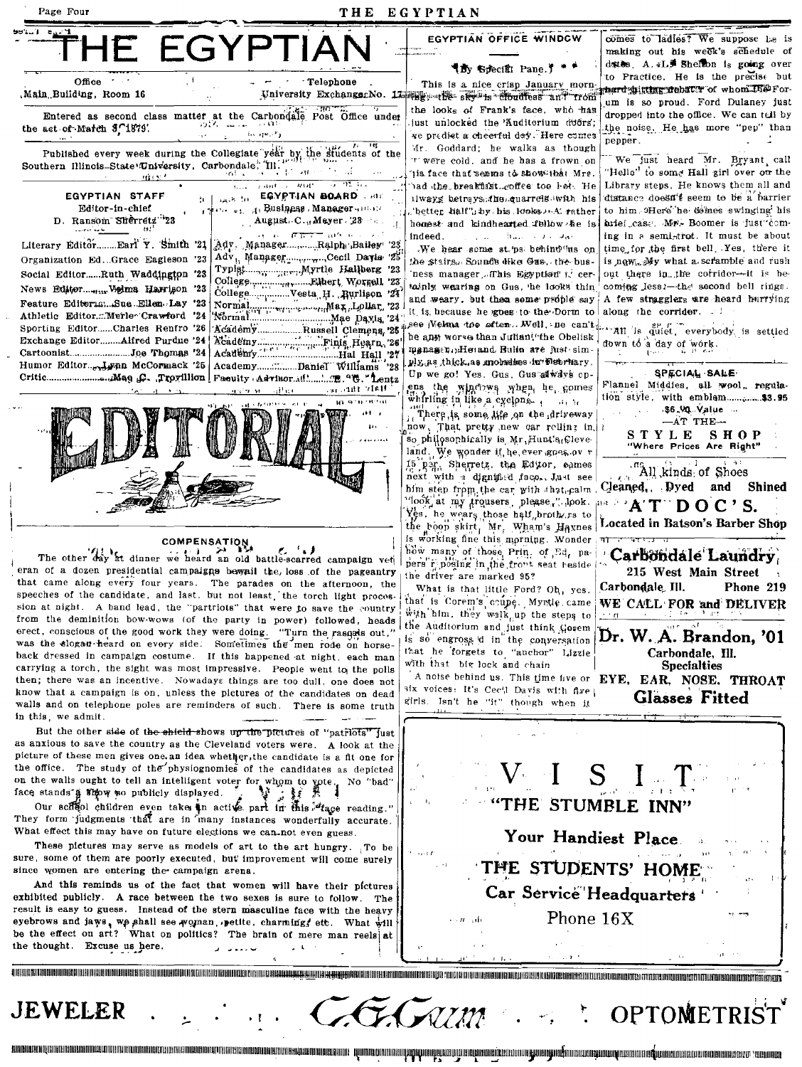# THE EGYPTIAN

| Office | Telephone |
|---|---|
| Main Building, Room 16 | University Exchange No. 17 |

Entered as second class matter at the Carbondale Post Office under the act of March 3, 1879.

Published every week during the Collegiate year by the students of the Southern Illinois State University, Carbondale, Ill.

| EGYPTIAN STAFF | EGYPTIAN BOARD |
|---|---|
| Editor-in-chief D. Ransom Sherretz '23 | Business Manager August. C. Meyer '23 |
| Literary Editor........Earl Y. Smith '21 | Adv. Manager..............Ralph Bailey '23 |
| Organization Ed...Grace Eagleson '23 | Adv. Manager..............Cecil Davis '23 |
| Social Editor......Ruth Waddington '23 | Typist..............Myrtle Hallberg '23 |
| News Editor..........Velma Harrison '23 | College..............Elbert Worrell '23 |
| Feature Editor........Sue Ellen Lay '23 | College..............Vesta H. Burlison '21 |
| Athletic Editor....Merle Crawford '24 | Normal..............Max Lollar '23 |
| Sporting Editor......Charles Renfro '26 | Normal..............Mae Davis '24 |
| Exchange Editor........Alfred Purdue '24 | Academy..............Russell Clemens '25 |
| Cartoonist..............Joe Thomas '24 | Academy..............Finis Hearn '26 |
| Humor Editor......Lynn McCormack '25 | Academy..............Hal Hall '27 |
| Critic..............Mae C. Trovillion | Academy..............Daniel Williams '28 |
| | Faculty Advisor..............E. G. Lentz |

## EDITORIAL

### COMPENSATION

The other day at dinner we heard an old battle-scarred campaign veteran of a dozen presidential campaigns bewail the loss of the pageantry that came along every four years. The parades on the afternoon, the speeches of the candidate, and last, but not least, the torch light procession at night. A band lead, the "partriots" that were to save the country from the deminition bow-wows (of the party in power) followed, heads erect, conscious of the good work they were doing. "Turn the rascals out," was the slogan heard on every side. Sometimes the men rode on horseback dressed in campaign costume. If this happened at night, each man carrying a torch, the sight was most impressive. People went to the polls then; there was an incentive. Nowadays things are too dull, one does not know that a campaign is on, unless the pictures of the candidates on dead walls and on telephone poles are reminders of such. There is some truth in this, we admit.

But the other side of the shield shows up the pictures of "patriots" just as anxious to save the country as the Cleveland voters were. A look at the picture of these men gives one an idea whether the candidate is a fit one for the office. The study of the physiognomies of the candidates as depicted on the walls ought to tell an intelligent voter for whom to vote. No "bad" face stands a show so publicly displayed.

Our school children even take an active part in this "face reading." They form judgments that are in many instances wonderfully accurate. What effect this may have on future elections we can-not even guess.

These pictures may serve as models of art to the art hungry. To be sure, some of them are poorly executed, but improvement will come surely since women are entering the campaign arena.

And this reminds us of the fact that women will have their pictures exhibited publicly. A race between the two sexes is sure to follow. The result is easy to guess. Instead of the stern masculine face with the heavy eyebrows and jaws, we shall see woman, petite, charming, etc. What will be the effect on art? What on politics? The brain of mere man reels at the thought. Excuse us here.

## EGYPTIAN OFFICE WINDOW

By Special Pane.

This is a nice crisp January morning—the sky is cloudless and from the looks of Frank's face, who has just unlocked the Auditorium doors, we predict a cheerful day. Here comes Mr. Goddard; he walks as though it were cold, and he has a frown on his face that seems to show that Mrs. had the breakfast coffee too hot. He always betrays the quarrels with his "better half" by his looks. A rather honest and kindhearted fellow he is indeed.

We hear some steps behind us on the stairs. Sounds like Gus, the business manager. This Egyptian is certainly wearing on Gus, he looks thin and weary, but then some people say it is because he goes to the Dorm to see Velma too often. Well, he can't be any worse than Julian, the Obelisk manager. Herand Rulin are just simply as thick as molasses in February. Up we go! Yes. Gus. Gus always opens the windows when he comes whirling in like a cyclone.

There is some life on the driveway now. That pretty new car rolling in so philosophically is Mr. Hunt's Cleveland. We wonder if he ever goes over 15 per. Sherretz, the Editor, comes next with a dignified face. Just see him step from the car with that calm "look at my trousers, please," look. Yes, he wears those half brothers to the hoop skirt. Mr. Wham's Haynes is working fine this morning. Wonder how many of those Prin. of Ed. papers reposing in the front seat beside the driver are marked 95?

What is that little Ford? Oh, yes, that is Corem's coupe. Myrtle came with him, they walk up the steps to the Auditorium and just think Corem is so engross'd in the conversation that he forgets to "anchor" Lizzie with that big lock and chain.

A noise behind us. This time five or six voices: It's Cecil Davis with five girls. Isn't he "it" though when it comes to ladies? We suppose he is making out his week's schedule of dates. A. L. Shelton is going over to Practice. He is the precise but hard hitting debater of whom the Forum is so proud. Ford Dulaney just dropped into the office. We can tell by the noise. He has more "pep" than pepper.

We just heard Mr. Bryant call "Hello" to some Hall girl over on the Library steps. He knows them all and distance doesn't seem to be a barrier to him. Here he comes swinging his brief case. Mr. Boomer is just coming in a semi-trot. It must be about time for the first bell. Yes, there it is now. My what a scramble and rush out there in the corridor—it is becoming less—the second bell rings. A few stragglers are heard hurrying along the corridor.

All is quiet, everybody is settled down to a day of work.

---

**SPECIAL SALE**

Flannel Middies, all wool, regulation style, with emblem..........$3.95

$6.00 Value

—AT THE—

**STYLE SHOP**

"Where Prices Are Right"

---

All kinds of Shoes Cleaned, Dyed and Shined

**AT DOC'S.**

Located in Batson's Barber Shop

---

**Carbondale Laundry**

215 West Main Street

Carbondale, Ill. Phone 219

**WE CALL FOR and DELIVER**

---

**Dr. W. A. Brandon, '01**

Carbondale, Ill.

Specialties

EYE, EAR, NOSE, THROAT

**Glasses Fitted**

---

**VISIT**

**"THE STUMBLE INN"**

**Your Handiest Place**

**THE STUDENTS' HOME**

**Car Service Headquarters**

Phone 16X

---

**JEWELER** C. E. Gum **OPTOMETRIST**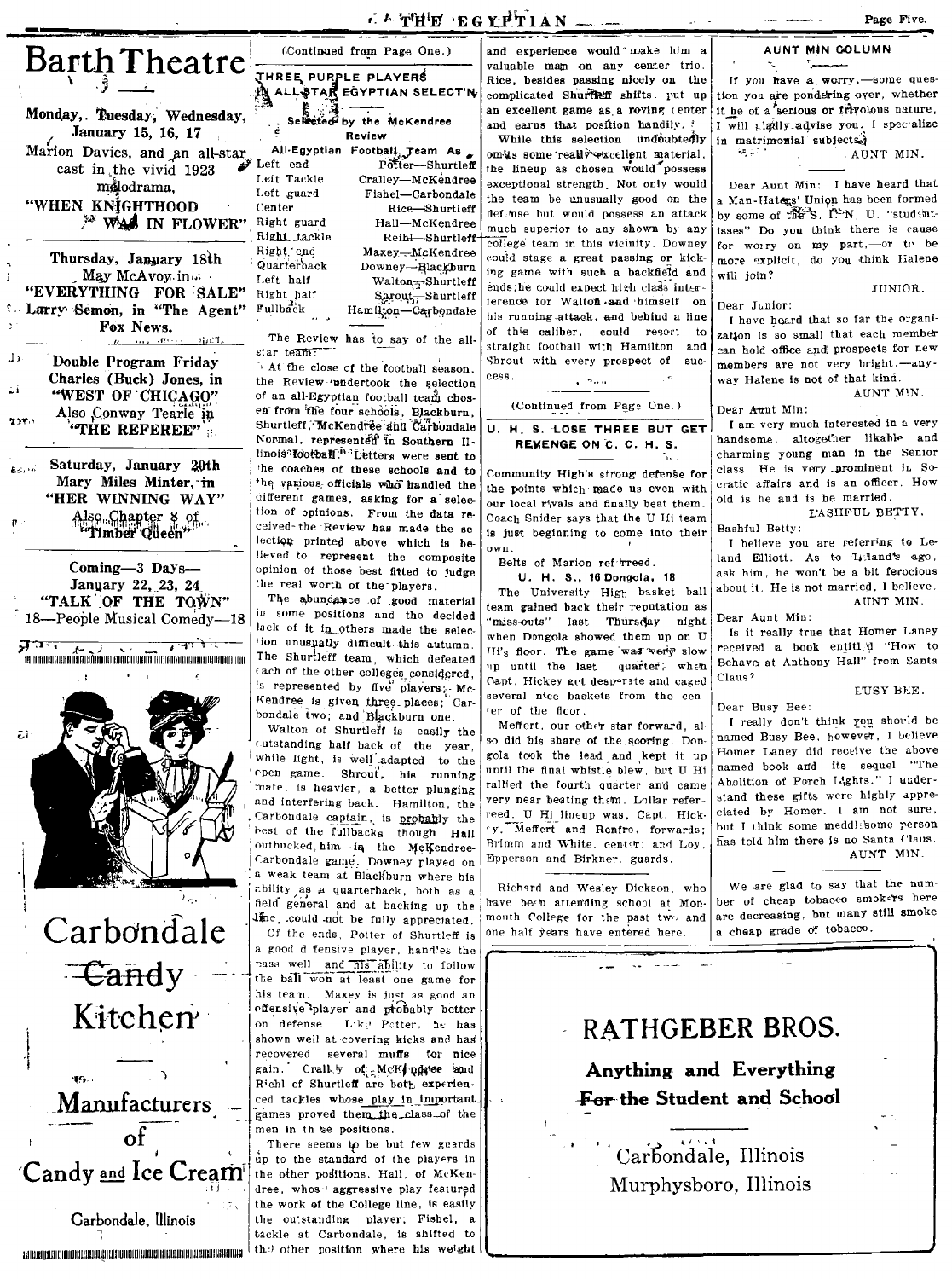# Barth Theatre

**Monday, Tuesday, Wednesday, January 15, 16, 17**

Marion Davies, and an all-star cast in the vivid 1923 melodrama,

**"WHEN KNIGHTHOOD WAS IN FLOWER"**

**Thursday, January 18th**

May McAvoy in "EVERYTHING FOR SALE"

Larry Semon, in "The Agent"

Fox News.

**Double Program Friday**

Charles (Buck) Jones, in "WEST OF CHICAGO"

Also Conway Tearle in "THE REFEREE"

**Saturday, January 20th**

Mary Miles Minter, in "HER WINNING WAY"

Also Chapter 8 of "Timber Queen"

**Coming—3 Days—**

**January 22, 23, 24**

**"TALK OF THE TOWN"**

18—People Musical Comedy—18

# Carbondale Candy Kitchen

## Manufacturers of Candy and Ice Cream

Carbondale, Illinois

(Continued from Page One.)

## THREE PURPLE PLAYERS IN ALL-STAR EGYPTIAN SELECT'N

Selected by the McKendree Review

All-Egyptian Football Team As

| | |
|---|---|
| Left end | Potter—Shurtleff |
| Left Tackle | Cralley—McKendree |
| Left guard | Fishel—Carbondale |
| Center | Rice—Shurtleff |
| Right guard | Hall—McKendree |
| Right tackle | Reihl—Shurtleff |
| Right end | Maxey—McKendree |
| Quarterback | Downey—Blackburn |
| Left half | Walton—Shurtleff |
| Right half | Shrout—Shurtleff |
| Fullback | Hamilton—Carbondale |

The Review has to say of the all-star team:

At the close of the football season, the Review undertook the selection of an all-Egyptian football team chosen from the four schools, Blackburn, Shurtleff, McKendree and Carbondale Normal, represented in Southern Illinois football. Letters were sent to the coaches of these schools and to the various officials who handled the different games, asking for a selection of opinions. From the data received the Review has made the selection printed above which is believed to represent the composite opinion of those best fitted to judge the real worth of the players.

The abundance of good material in some positions and the decided lack of it in others made the selection unusually difficult this autumn. The Shurtleff team, which defeated each of the other colleges considered, is represented by five players; McKendree is given three places; Carbondale two; and Blackburn one.

Walton of Shurtleff is easily the outstanding half back of the year, while light, is well adapted to the open game. Shrout, his running mate, is heavier, a better plunging and interfering back. Hamilton, the Carbondale captain, is probably the best of the fullbacks though Hall outbucked him in the McKendree-Carbondale game. Downey played on a weak team at Blackburn where his ability as a quarterback, both as a field general and at backing up the line, could not be fully appreciated.

Of the ends, Potter of Shurtleff is a good defensive player, handles the pass well, and his ability to follow the ball won at least one game for his team. Maxey is just as good an offensive player and probably better on defense. Like Potter, he has shown well at covering kicks and has recovered several muffs for nice gain. Crall y of McKendree and Riehl of Shurtleff are both experienced tackles whose play in important games proved them the class of the men in these positions.

There seems to be but few guards up to the standard of the players in the other positions. Hall, of McKendree, whose aggressive play featured the work of the College line, is easily the outstanding player; Fishel, a tackle at Carbondale, is shifted to the other position where his weight and experience would make him a valuable man on any center trio. Rice, besides passing nicely on the complicated Shurtleff shifts, put up an excellent game as a roving center and earns that position handily.

While this selection undoubtedly omits some really excellent material, the lineup as chosen would possess exceptional strength. Not only would the team be unusually good on the defense but would possess an attack much superior to any shown by any college team in this vicinity. Downey could stage a great passing or kicking game with such a backfield and ends; he could expect high class interference for Walton and himself on his running attack, and behind a line of this caliber, could resort to straight football with Hamilton and Shrout with every prospect of success.

(Continued from Page One.)

## U. H. S. LOSE THREE BUT GET REVENGE ON C. C. H. S.

Community High's strong defense for the points which made us even with our local rivals and finally beat them. Coach Snider says that the U Hi team is just beginning to come into their own.

Belts of Marion ref reed.

**U. H. S., 16 Dongola, 18**

The University High basket ball team gained back their reputation as "miss-outs" last Thursday night when Dongola showed them up on U Hi's floor. The game was very slow up until the last quarter, when Capt. Hickey got desperate and caged several nice baskets from the center of the floor.

Meffert, our other star forward, also did his share of the scoring. Dongola took the lead and kept it up until the final whistle blew, but U Hi rallied the fourth quarter and came very near beating them. Lollar refereed. U Hi lineup was, Capt. Hickey, Meffert and Renfro, forwards; Brimm and White, center; and Loy, Epperson and Birkner, guards.

Richard and Wesley Dickson, who have been attending school at Monmouth College for the past two and one half years have entered here.

## AUNT MIN COLUMN

If you have a worry,—some question you are pondering over, whether it be of a serious or frivolous nature, I will gladly advise you. I specialize in matrimonial subjects.

AUNT MIN.

Dear Aunt Min: I have heard that a Man-Haters' Union has been formed by some of the S. I. N. U. "studentisses" Do you think there is cause for worry on my part,—or to be more explicit, do you think Halene will join?

JUNIOR.

Dear Junior:

I have heard that so far the organization is so small that each member can hold office and prospects for new members are not very bright.—anyway Halene is not of that kind.

AUNT MIN.

Dear Aunt Min:

I am very much interested in a very handsome, altogether likable and charming young man in the Senior class. He is very prominent in Socratic affairs and is an officer. How old is he and is he married.

BASHFUL BETTY.

Bashful Betty:

I believe you are referring to Leland Elliott. As to Leland's age, ask him, he won't be a bit ferocious about it. He is not married, I believe.

AUNT MIN.

Dear Aunt Min:

Is it really true that Homer Laney received a book entitled "How to Behave at Anthony Hall" from Santa Claus?

BUSY BEE.

Dear Busy Bee:

I really don't think you should be named Busy Bee, however, I believe Homer Laney did receive the above named book and its sequel "The Abolition of Porch Lights." I understand these gifts were highly appreciated by Homer. I am not sure, but I think some meddlesome person has told him there is no Santa Claus.

AUNT MIN.

We are glad to say that the number of cheap tobacco smokers here are decreasing, but many still smoke a cheap grade of tobacco.

# RATHGEBER BROS.

**Anything and Everything For the Student and School**

Carbondale, Illinois

Murphysboro, Illinois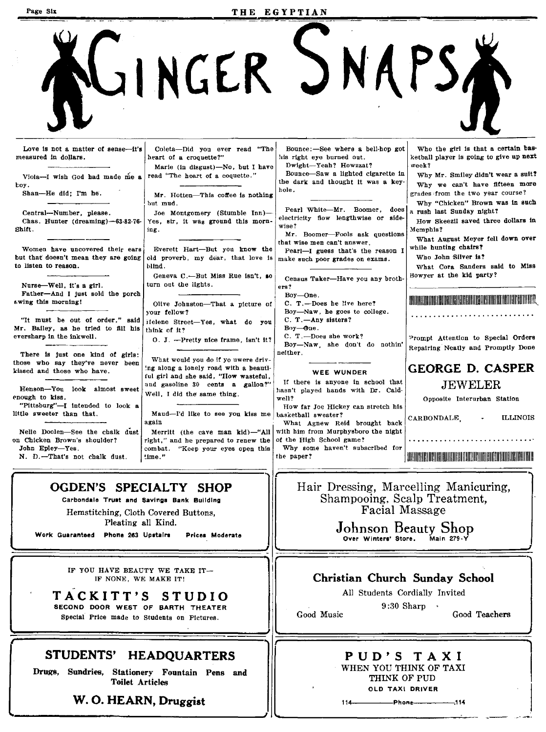# GINGER SNAPS

Love is not a matter of sense—it's measured in dollars.

---

Viola—I wish God had made me a boy.

Shan—He did; I'm he.

---

Central—Number, please.

Chas. Hunter (dreaming)—63-82-76-Shift.

---

Women have uncovered their ears but that doesn't mean they are going to listen to reason.

---

Nurse—Well, it's a girl.

Father—And I just sold the porch swing this morning!

---

"It must be out of order," said Mr. Bailey, as he tried to fill his eversharp in the inkwell.

---

There is just one kind of girls: those who say they've never been kissed and those who have.

---

Henson—You look almost sweet enough to kiss.

"Pittsburg"—I intended to look a little sweeter than that.

---

Nelle Doolen—See the chalk dust on Chicken Brown's shoulder?

John Epley—Yes.

N. D.—That's not chalk dust.

---

Coleta—Did you ever read "The heart of a croquette?"

Marie (in disgust)—No, but I have read "The heart of a coquette."

---

Mr. Hotten—This coffee is nothing but mud.

Joe Montgomery (Stumble Inn)—Yes, sir, it was ground this morning.

---

Everett Hart—But you know the old proverb, my dear, that love is blind.

Geneva C.—But Miss Rue isn't, so turn out the lights.

---

Olive Johnston—That a picture of your fellow?

Helene Street—Yes, what do you think of it?

O. J. —Pretty nice frame, isn't it?

---

What would you do if yo uwere driving along a lonely road with a beautiful girl and she said, "How wasteful, and gasoline 30 cents a gallon?" Well, I did the same thing.

---

Maud—I'd like to see you kiss me again

Merritt (the cave man kid)—"All right," and he prepared to renew the combat. "Keep your eyes open this time."

---

Bounce:—See where a bell-hop got his right eye burned out.

Dwight—Yeah? Howzzat?

Bounce—Saw a lighted cigarette in the dark and thought it was a keyhole.

---

Pearl White—Mr. Boomer, does electricity flow lengthwise or sidewise?

Mr. Boomer—Fools ask questions that wise men can't answer.

Pearl—I guess that's the reason I make such poor grades on exams.

---

Census Taker—Have you any brothers?

Boy—One.

C. T.—Does he live here?

Boy—Naw, he goes to college.

C. T.—Any sisters?

Boy—One.

C. T.—Does she work?

Boy—Naw, she don't do nothin' neither.

---

### WEE WUNDER

If there is anyone in school that hasn't played hands with Dr. Caldwell?

How far Joe Hickey can stretch his basketball sweater?

What Agnew Reid brought back with him from Murphysboro the night of the High School game?

Why some haven't subscribed for the paper?

Who the girl is that a certain basketball player is going to give up next week?

Why Mr. Smiley didn't wear a suit?

Why we can't have fifteen more grades from the two year course?

Why "Chicken" Brown was in such a rush last Sunday night?

How Skeezil saved three dollars in Memphis?

What August Meyer fell down over while hunting chairs?

Who John Silver is?

What Cora Sanders said to Miss Bowyer at the kid party?

---

Prompt Attention to Special Orders
Repairing Neatly and Promptly Done

**GEORGE D. CASPER**
**JEWELER**
Opposite Interurban Station
CARBONDALE, - ILLINOIS

---

**OGDEN'S SPECIALTY SHOP**
Carbondale Trust and Savings Bank Building
Hemstitching, Cloth Covered Buttons,
Pleating all Kind.
Work Guaranteed Phone 263 Upstairs Prices Moderate

---

Hair Dressing, Marcelling Manicuring,
Shampooing, Scalp Treatment,
Facial Massage

**Johnson Beauty Shop**
Over Winters' Store. Main 279-Y

---

IF YOU HAVE BEAUTY WE TAKE IT—
IF NONE, WE MAKE IT!

**TACKITT'S STUDIO**
SECOND DOOR WEST OF BARTH THEATER
Special Price made to Students on Pictures.

---

**Christian Church Sunday School**
All Students Cordially Invited
9:30 Sharp
Good Music Good Teachers

---

**STUDENTS' HEADQUARTERS**
Drugs, Sundries, Stationery Fountain Pens and Toilet Articles

**W. O. HEARN, Druggist**

---

**PUD'S TAXI**
WHEN YOU THINK OF TAXI
THINK OF PUD
OLD TAXI DRIVER
114——Phone——114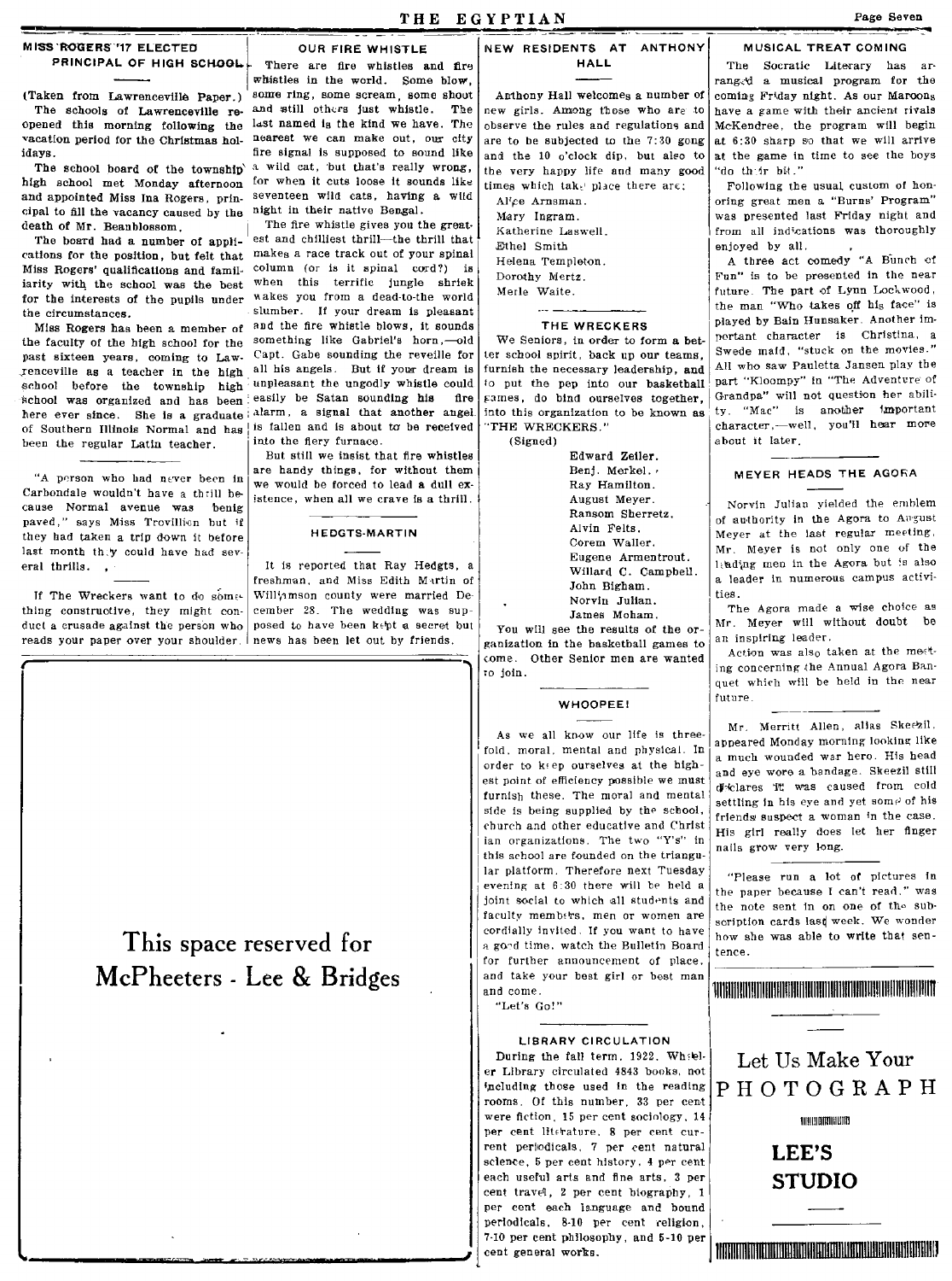## MISS ROGERS '17 ELECTED PRINCIPAL OF HIGH SCHOOL

(Taken from Lawrenceville Paper.)

The schools of Lawrenceville reopened this morning following the vacation period for the Christmas holidays.

The school board of the township high school met Monday afternoon and appointed Miss Ina Rogers, principal to fill the vacancy caused by the death of Mr. Beanblossom.

The board had a number of applications for the position, but felt that Miss Rogers' qualifications and familiarity with the school was the best for the interests of the pupils under the circumstances.

Miss Rogers has been a member of the faculty of the high school for the past sixteen years, coming to Lawrenceville as a teacher in the high school before the township high school was organized and has been here ever since. She is a graduate of Southern Illinois Normal and has been the regular Latin teacher.

---

"A person who had never been in Carbondale wouldn't have a thrill because Normal avenue was beinig paved," says Miss Trovillion but if they had taken a trip down it before last month they could have had several thrills.

---

If The Wreckers want to do something constructive, they might conduct a crusade against the person who reads your paper over your shoulder.

## OUR FIRE WHISTLE

There are fire whistles and fire whistles in the world. Some blow, some ring, some scream, some shout and still others just whistle. The last named is the kind we have. The nearest we can make out, our city fire signal is supposed to sound like a wild cat, but that's really wrong, for when it cuts loose it sounds like seventeen wild cats, having a wild night in their native Bengal.

The fire whistle gives you the greatest and chilliest thrill—the thrill that makes a race track out of your spinal column (or is it spinal cord?) is when this terrific jungle shriek wakes you from a dead-to-the world slumber. If your dream is pleasant and the fire whistle blows, it sounds something like Gabriel's horn,—old Capt. Gabe sounding the reveille for all his angels. But if your dream is unpleasant the ungodly whistle could easily be Satan sounding his fire alarm, a signal that another angel is fallen and is about to be received into the fiery furnace.

But still we insist that fire whistles are handy things, for without them we would be forced to lead a dull existence, when all we crave is a thrill.

## HEDGTS-MARTIN

It is reported that Ray Hedgts, a freshman, and Miss Edith Martin of Williamson county were married December 28. The wedding was supposed to have been kept a secret but news has been let out by friends.

This space reserved for McPheeters - Lee & Bridges

## NEW RESIDENTS AT ANTHONY HALL

Anthony Hall welcomes a number of new girls. Among those who are to observe the rules and regulations and are to be subjected to the 7:30 gong and the 10 o'clock dip, but also to the very happy life and many good times which take place there are:

Alice Arnsman.
Mary Ingram.
Katherine Laswell.
Ethel Smith
Helena Templeton.
Dorothy Mertz.
Merle Waite.

## THE WRECKERS

We Seniors, in order to form a better school spirit, back up our teams, furnish the necessary leadership, and to put the pep into our basketball games, do bind ourselves together, into this organization to be known as "THE WRECKERS."

(Signed)

Edward Zeiler.
Benj. Merkel.
Ray Hamilton.
August Meyer.
Ransom Sherretz.
Alvin Felts.
Corem Waller.
Eugene Armentrout.
Willard C. Campbell.
John Bigham.
Norvin Julian.
James Moham.

You will see the results of the organization in the basketball games to come. Other Senior men are wanted to join.

## WHOOPEE!

As we all know our life is threefold, moral, mental and physical. In order to keep ourselves at the highest point of efficiency possible we must furnish these. The moral and mental side is being supplied by the school, church and other educative and Christian organizations. The two "Y's" in this school are founded on the triangular platform. Therefore next Tuesday evening at 6:30 there will be held a joint social to which all students and faculty members, men or women are cordially invited. If you want to have a good time, watch the Bulletin Board for further announcement of place, and take your best girl or best man and come.

"Let's Go!"

## LIBRARY CIRCULATION

During the fall term, 1922, Wheeler Library circulated 4843 books, not including those used in the reading rooms. Of this number, 33 per cent were fiction, 15 per cent sociology, 14 per cent literature, 8 per cent current periodicals, 7 per cent natural science, 5 per cent history, 4 per cent each useful arts and fine arts, 3 per cent travel, 2 per cent biography, 1 per cent each language and bound periodicals, 8-10 per cent religion, 7-10 per cent philosophy, and 5-10 per cent general works.

## MUSICAL TREAT COMING

The Socratic Literary has arranged a musical program for the coming Friday night. As our Maroons have a game with their ancient rivals McKendree, the program will begin at 6:30 sharp so that we will arrive at the game in time to see the boys "do their bit."

Following the usual custom of honoring great men a "Burns' Program" was presented last Friday night and from all indications was thoroughly enjoyed by all.

A three act comedy "A Bunch of Fun" is to be presented in the near future. The part of Lynn Lockwood, the man "Who takes off his face" is played by Bain Hunsaker. Another important character is Christina, a Swede maid, "stuck on the movies." All who saw Pauletta Jansen play the part "Kloompy" in "The Adventure of Grandpa" will not question her ability. "Mac" is another important character,—well, you'll hear more about it later.

## MEYER HEADS THE AGORA

Norvin Julian yielded the emblem of authority in the Agora to August Meyer at the last regular meeting. Mr. Meyer is not only one of the leading men in the Agora but is also a leader in numerous campus activities.

The Agora made a wise choice as Mr. Meyer will without doubt be an inspiring leader.

Action was also taken at the meeting concerning the Annual Agora Banquet which will be held in the near future.

---

Mr. Merritt Allen, alias Skeezil, appeared Monday morning looking like a much wounded war hero. His head and eye wore a bandage. Skeezil still declares it was caused from cold settling in his eye and yet some of his friends suspect a woman in the case. His girl really does let her finger nails grow very long.

---

"Please run a lot of pictures in the paper because I can't read." was the note sent in on one of the subscription cards last week. We wonder how she was able to write that sentence.

Let Us Make Your PHOTOGRAPH

**LEE'S STUDIO**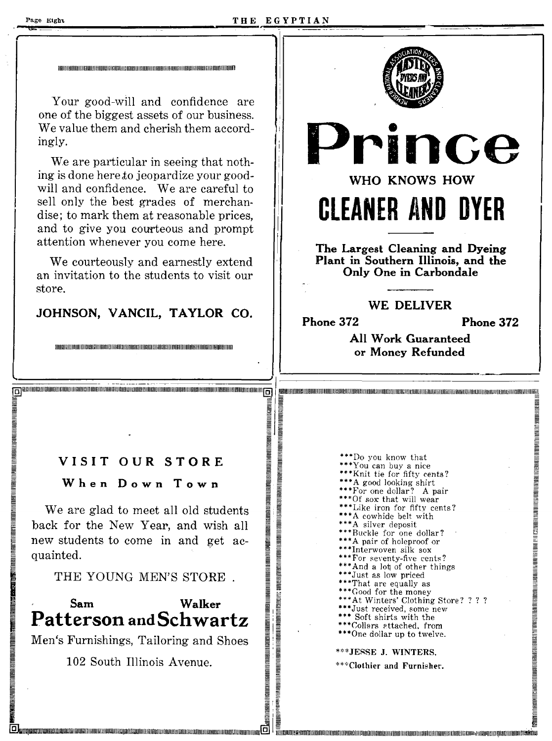Your good-will and confidence are one of the biggest assets of our business. We value them and cherish them accordingly.

We are particular in seeing that nothing is done here to jeopardize your good-will and confidence. We are careful to sell only the best grades of merchandise; to mark them at reasonable prices, and to give you courteous and prompt attention whenever you come here.

We courteously and earnestly extend an invitation to the students to visit our store.

**JOHNSON, VANCIL, TAYLOR CO.**

---

MEMBER NATIONAL ASSOCIATION DYERS AND CLEANERS — MASTER DYERS AND CLEANERS

# Prince

**WHO KNOWS HOW**

## CLEANER AND DYER

**The Largest Cleaning and Dyeing Plant in Southern Illinois, and the Only One in Carbondale**

**WE DELIVER**

**Phone 372** **Phone 372**

**All Work Guaranteed or Money Refunded**

---

## VISIT OUR STORE

**When Down Town**

We are glad to meet all old students back for the New Year, and wish all new students to come in and get acquainted.

THE YOUNG MEN'S STORE .

**Sam** **Walker**

**Patterson and Schwartz**

Men's Furnishings, Tailoring and Shoes

102 South Illinois Avenue.

---

***Do you know that
***You can buy a nice
***Knit tie for fifty cents?
***A good looking shirt
***For one dollar? A pair
***Of sox that will wear
***Like iron for fifty cents?
***A cowhide belt with
***A silver deposit
***Buckle for one dollar?
***A pair of holeproof or
***Interwoven silk sox
***For seventy-five cents?
***And a lot of other things
***Just as low priced
***That are equally as
***Good for the money
***At Winters' Clothing Store? ? ? ?
***Just received, some new
*** Soft shirts with the
***Collars attached, from
***One dollar up to twelve.

***JESSE J. WINTERS.

***Clothier and Furnisher.